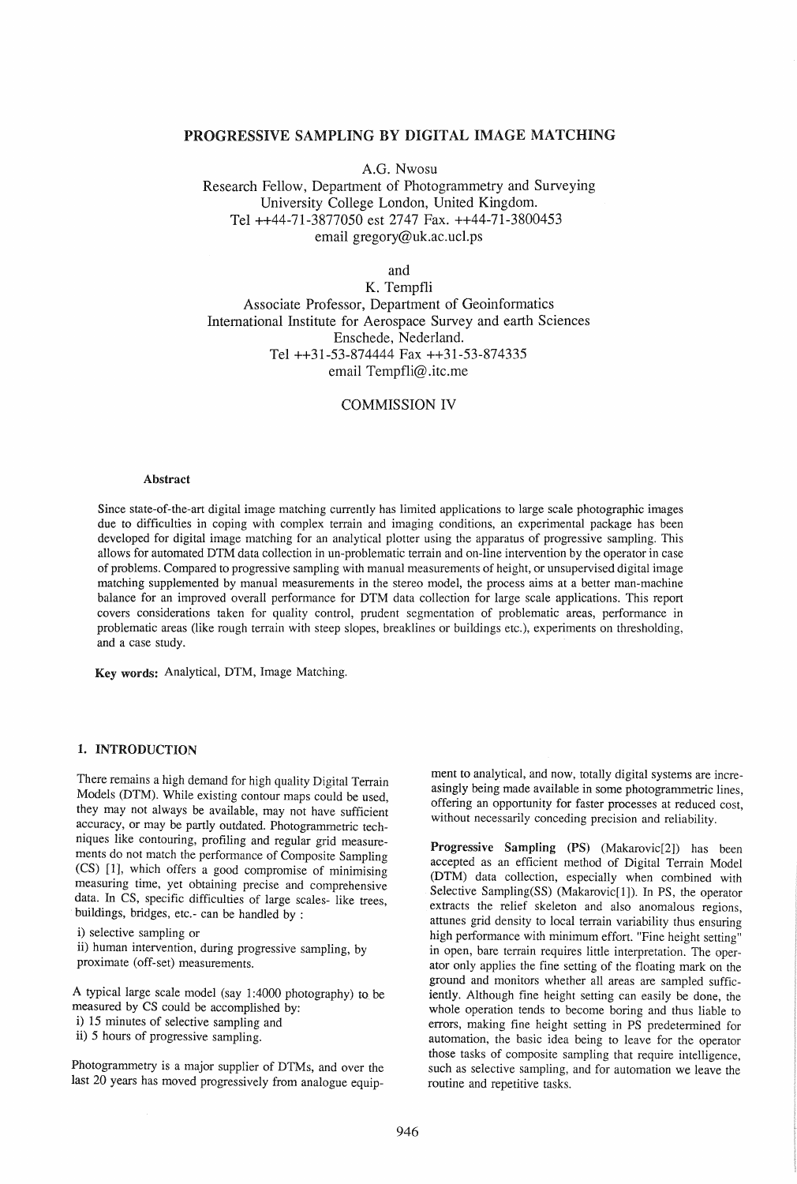# PROGRESSIVE SAMPLING BY DIGITAL IMAGE MATCHING

A.G. Nwosu
Research Fellow, Department of Photogrammetry and Surveying
University College London, United Kingdom.
Tel ++44-71-3877050 est 2747 Fax. ++44-71-3800453
email gregory@uk.ac.ucl.ps

and

K. Tempfli
Associate Professor, Department of Geoinformatics
International Institute for Aerospace Survey and earth Sciences
Enschede, Nederland.
Tel ++31-53-874444 Fax ++31-53-874335
email Tempfli@.itc.me

COMMISSION IV

**Abstract**

Since state-of-the-art digital image matching currently has limited applications to large scale photographic images due to difficulties in coping with complex terrain and imaging conditions, an experimental package has been developed for digital image matching for an analytical plotter using the apparatus of progressive sampling. This allows for automated DTM data collection in un-problematic terrain and on-line intervention by the operator in case of problems. Compared to progressive sampling with manual measurements of height, or unsupervised digital image matching supplemented by manual measurements in the stereo model, the process aims at a better man-machine balance for an improved overall performance for DTM data collection for large scale applications. This report covers considerations taken for quality control, prudent segmentation of problematic areas, performance in problematic areas (like rough terrain with steep slopes, breaklines or buildings etc.), experiments on thresholding, and a case study.

**Key words:** Analytical, DTM, Image Matching.

## 1. INTRODUCTION

There remains a high demand for high quality Digital Terrain Models (DTM). While existing contour maps could be used, they may not always be available, may not have sufficient accuracy, or may be partly outdated. Photogrammetric techniques like contouring, profiling and regular grid measurements do not match the performance of Composite Sampling (CS) [1], which offers a good compromise of minimising measuring time, yet obtaining precise and comprehensive data. In CS, specific difficulties of large scales- like trees, buildings, bridges, etc.- can be handled by :

i) selective sampling or
ii) human intervention, during progressive sampling, by proximate (off-set) measurements.

A typical large scale model (say 1:4000 photography) to be measured by CS could be accomplished by:
i) 15 minutes of selective sampling and
ii) 5 hours of progressive sampling.

Photogrammetry is a major supplier of DTMs, and over the last 20 years has moved progressively from analogue equipment to analytical, and now, totally digital systems are increasingly being made available in some photogrammetric lines, offering an opportunity for faster processes at reduced cost, without necessarily conceding precision and reliability.

**Progressive Sampling (PS)** (Makarovic[2]) has been accepted as an efficient method of Digital Terrain Model (DTM) data collection, especially when combined with Selective Sampling(SS) (Makarovic[1]). In PS, the operator extracts the relief skeleton and also anomalous regions, attunes grid density to local terrain variability thus ensuring high performance with minimum effort. "Fine height setting" in open, bare terrain requires little interpretation. The operator only applies the fine setting of the floating mark on the ground and monitors whether all areas are sampled sufficiently. Although fine height setting can easily be done, the whole operation tends to become boring and thus liable to errors, making fine height setting in PS predetermined for automation, the basic idea being to leave for the operator those tasks of composite sampling that require intelligence, such as selective sampling, and for automation we leave the routine and repetitive tasks.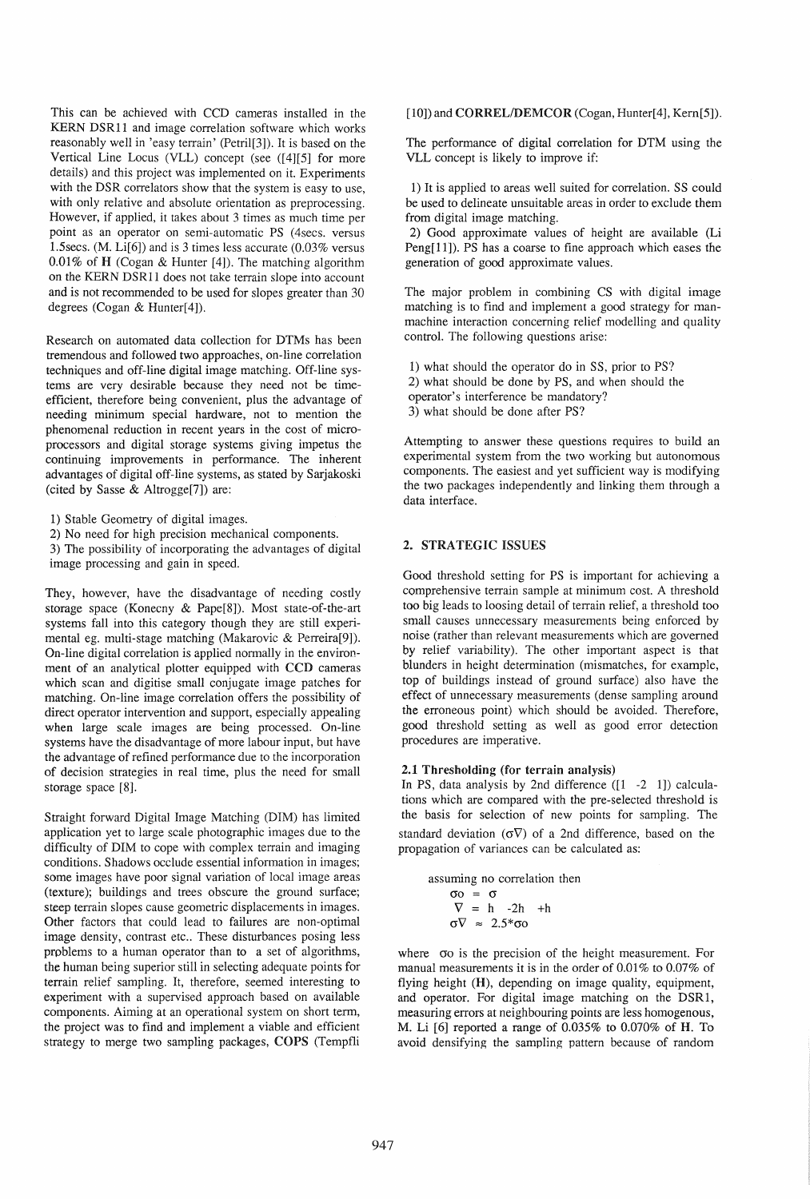This can be achieved with CCD cameras installed in the KERN DSR11 and image correlation software which works reasonably well in 'easy terrain' (Petril[3]). It is based on the Vertical Line Locus (VLL) concept (see ([4][5] for more details) and this project was implemented on it. Experiments with the DSR correlators show that the system is easy to use, with only relative and absolute orientation as preprocessing. However, if applied, it takes about 3 times as much time per point as an operator on semi-automatic PS (4secs. versus 1.5secs. (M. Li[6]) and is 3 times less accurate (0.03% versus 0.01% of H (Cogan & Hunter [4]). The matching algorithm on the KERN DSR11 does not take terrain slope into account and is not recommended to be used for slopes greater than 30 degrees (Cogan & Hunter[4]).

Research on automated data collection for DTMs has been tremendous and followed two approaches, on-line correlation techniques and off-line digital image matching. Off-line systems are very desirable because they need not be time-efficient, therefore being convenient, plus the advantage of needing minimum special hardware, not to mention the phenomenal reduction in recent years in the cost of microprocessors and digital storage systems giving impetus the continuing improvements in performance. The inherent advantages of digital off-line systems, as stated by Sarjakoski (cited by Sasse & Altrogge[7]) are:

1) Stable Geometry of digital images.
2) No need for high precision mechanical components.
3) The possibility of incorporating the advantages of digital image processing and gain in speed.

They, however, have the disadvantage of needing costly storage space (Konecny & Pape[8]). Most state-of-the-art systems fall into this category though they are still experimental eg. multi-stage matching (Makarovic & Perreira[9]). On-line digital correlation is applied normally in the environment of an analytical plotter equipped with CCD cameras which scan and digitise small conjugate image patches for matching. On-line image correlation offers the possibility of direct operator intervention and support, especially appealing when large scale images are being processed. On-line systems have the disadvantage of more labour input, but have the advantage of refined performance due to the incorporation of decision strategies in real time, plus the need for small storage space [8].

Straight forward Digital Image Matching (DIM) has limited application yet to large scale photographic images due to the difficulty of DIM to cope with complex terrain and imaging conditions. Shadows occlude essential information in images; some images have poor signal variation of local image areas (texture); buildings and trees obscure the ground surface; steep terrain slopes cause geometric displacements in images. Other factors that could lead to failures are non-optimal image density, contrast etc.. These disturbances posing less problems to a human operator than to a set of algorithms, the human being superior still in selecting adequate points for terrain relief sampling. It, therefore, seemed interesting to experiment with a supervised approach based on available components. Aiming at an operational system on short term, the project was to find and implement a viable and efficient strategy to merge two sampling packages, **COPS** (Tempfli [10]) and **CORREL/DEMCOR** (Cogan, Hunter[4], Kern[5]).

The performance of digital correlation for DTM using the VLL concept is likely to improve if:

1) It is applied to areas well suited for correlation. SS could be used to delineate unsuitable areas in order to exclude them from digital image matching.
2) Good approximate values of height are available (Li Peng[11]). PS has a coarse to fine approach which eases the generation of good approximate values.

The major problem in combining CS with digital image matching is to find and implement a good strategy for man-machine interaction concerning relief modelling and quality control. The following questions arise:

1) what should the operator do in SS, prior to PS?
2) what should be done by PS, and when should the operator's interference be mandatory?
3) what should be done after PS?

Attempting to answer these questions requires to build an experimental system from the two working but autonomous components. The easiest and yet sufficient way is modifying the two packages independently and linking them through a data interface.

## 2. STRATEGIC ISSUES

Good threshold setting for PS is important for achieving a comprehensive terrain sample at minimum cost. A threshold too big leads to loosing detail of terrain relief, a threshold too small causes unnecessary measurements being enforced by noise (rather than relevant measurements which are governed by relief variability). The other important aspect is that blunders in height determination (mismatches, for example, top of buildings instead of ground surface) also have the effect of unnecessary measurements (dense sampling around the erroneous point) which should be avoided. Therefore, good threshold setting as well as good error detection procedures are imperative.

### 2.1 Thresholding (for terrain analysis)

In PS, data analysis by 2nd difference ([1 -2 1]) calculations which are compared with the pre-selected threshold is the basis for selection of new points for sampling. The standard deviation ($\sigma\nabla$) of a 2nd difference, based on the propagation of variances can be calculated as:

assuming no correlation then

$$\sigma o = \sigma$$
$$\nabla = h - 2h + h$$
$$\sigma\nabla \approx 2.5 * \sigma o$$

where $\sigma o$ is the precision of the height measurement. For manual measurements it is in the order of 0.01% to 0.07% of flying height (**H**), depending on image quality, equipment, and operator. For digital image matching on the DSR1, measuring errors at neighbouring points are less homogenous, M. Li [6] reported a range of 0.035% to 0.070% of **H**. To avoid densifying the sampling pattern because of random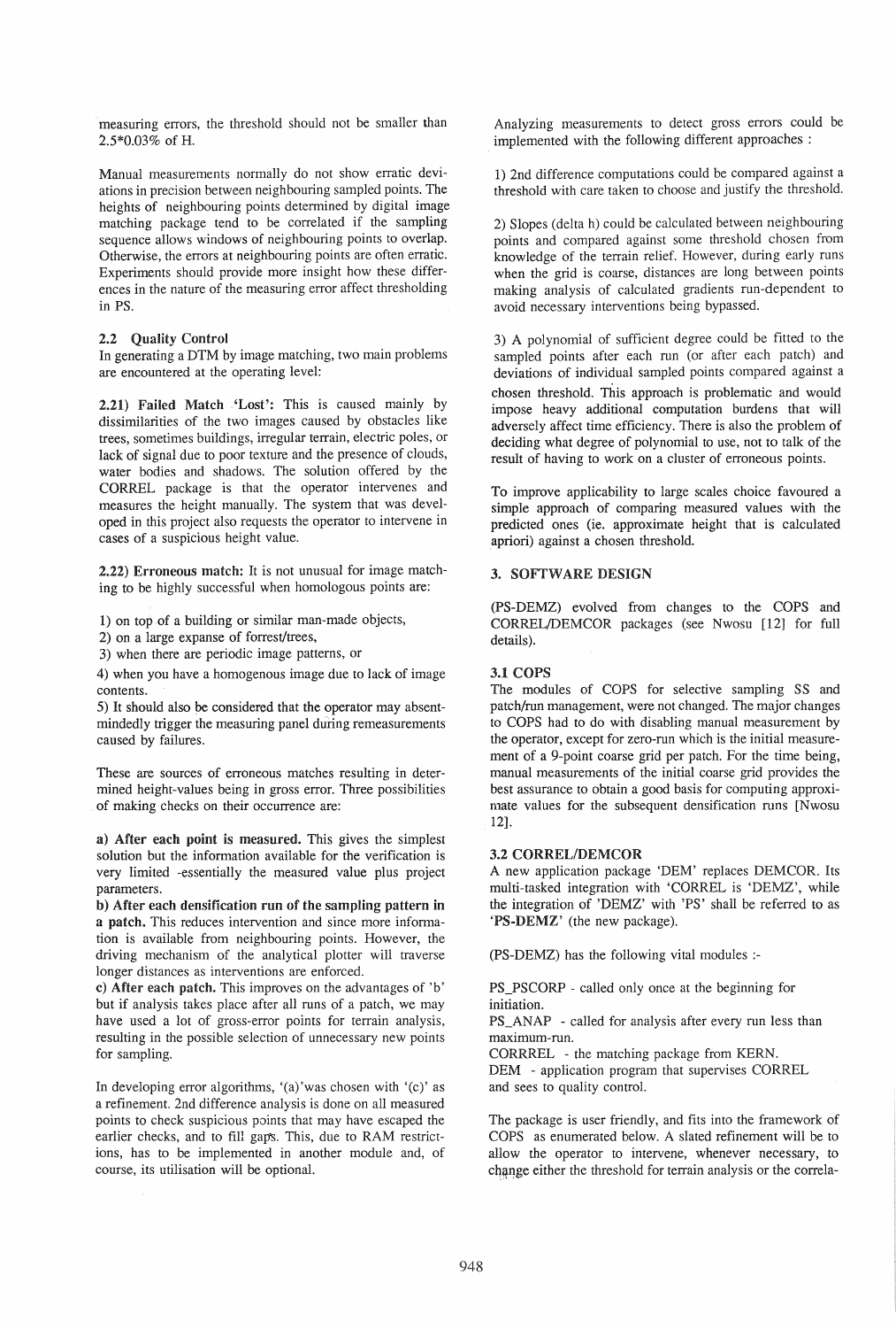measuring errors, the threshold should not be smaller than 2.5*0.03% of H.

Manual measurements normally do not show erratic deviations in precision between neighbouring sampled points. The heights of neighbouring points determined by digital image matching package tend to be correlated if the sampling sequence allows windows of neighbouring points to overlap. Otherwise, the errors at neighbouring points are often erratic. Experiments should provide more insight how these differences in the nature of the measuring error affect thresholding in PS.

### 2.2 Quality Control

In generating a DTM by image matching, two main problems are encountered at the operating level:

**2.21) Failed Match 'Lost':** This is caused mainly by dissimilarities of the two images caused by obstacles like trees, sometimes buildings, irregular terrain, electric poles, or lack of signal due to poor texture and the presence of clouds, water bodies and shadows. The solution offered by the CORREL package is that the operator intervenes and measures the height manually. The system that was developed in this project also requests the operator to intervene in cases of a suspicious height value.

**2.22) Erroneous match:** It is not unusual for image matching to be highly successful when homologous points are:

1) on top of a building or similar man-made objects,
2) on a large expanse of forrest/trees,
3) when there are periodic image patterns, or
4) when you have a homogenous image due to lack of image contents.
5) It should also be considered that the operator may absent-mindedly trigger the measuring panel during remeasurements caused by failures.

These are sources of erroneous matches resulting in determined height-values being in gross error. Three possibilities of making checks on their occurrence are:

**a) After each point is measured.** This gives the simplest solution but the information available for the verification is very limited -essentially the measured value plus project parameters.

**b) After each densification run of the sampling pattern in a patch.** This reduces intervention and since more information is available from neighbouring points. However, the driving mechanism of the analytical plotter will traverse longer distances as interventions are enforced.

**c) After each patch.** This improves on the advantages of 'b' but if analysis takes place after all runs of a patch, we may have used a lot of gross-error points for terrain analysis, resulting in the possible selection of unnecessary new points for sampling.

In developing error algorithms, '(a)'was chosen with '(c)' as a refinement. 2nd difference analysis is done on all measured points to check suspicious points that may have escaped the earlier checks, and to fill gaps. This, due to RAM restrictions, has to be implemented in another module and, of course, its utilisation will be optional.

Analyzing measurements to detect gross errors could be implemented with the following different approaches :

1) 2nd difference computations could be compared against a threshold with care taken to choose and justify the threshold.

2) Slopes (delta h) could be calculated between neighbouring points and compared against some threshold chosen from knowledge of the terrain relief. However, during early runs when the grid is coarse, distances are long between points making analysis of calculated gradients run-dependent to avoid necessary interventions being bypassed.

3) A polynomial of sufficient degree could be fitted to the sampled points after each run (or after each patch) and deviations of individual sampled points compared against a chosen threshold. This approach is problematic and would impose heavy additional computation burdens that will adversely affect time efficiency. There is also the problem of deciding what degree of polynomial to use, not to talk of the result of having to work on a cluster of erroneous points.

To improve applicability to large scales choice favoured a simple approach of comparing measured values with the predicted ones (ie. approximate height that is calculated apriori) against a chosen threshold.

## 3. SOFTWARE DESIGN

(PS-DEMZ) evolved from changes to the COPS and CORREL/DEMCOR packages (see Nwosu [12] for full details).

### 3.1 COPS

The modules of COPS for selective sampling SS and patch/run management, were not changed. The major changes to COPS had to do with disabling manual measurement by the operator, except for zero-run which is the initial measurement of a 9-point coarse grid per patch. For the time being, manual measurements of the initial coarse grid provides the best assurance to obtain a good basis for computing approximate values for the subsequent densification runs [Nwosu 12].

### 3.2 CORREL/DEMCOR

A new application package 'DEM' replaces DEMCOR. Its multi-tasked integration with 'CORREL is 'DEMZ', while the integration of 'DEMZ' with 'PS' shall be referred to as **'PS-DEMZ'** (the new package).

(PS-DEMZ) has the following vital modules :-

PS_PSCORP - called only once at the beginning for initiation.
PS_ANAP - called for analysis after every run less than maximum-run.
CORRREL - the matching package from KERN.
DEM - application program that supervises CORREL and sees to quality control.

The package is user friendly, and fits into the framework of COPS as enumerated below. A slated refinement will be to allow the operator to intervene, whenever necessary, to change either the threshold for terrain analysis or the correla-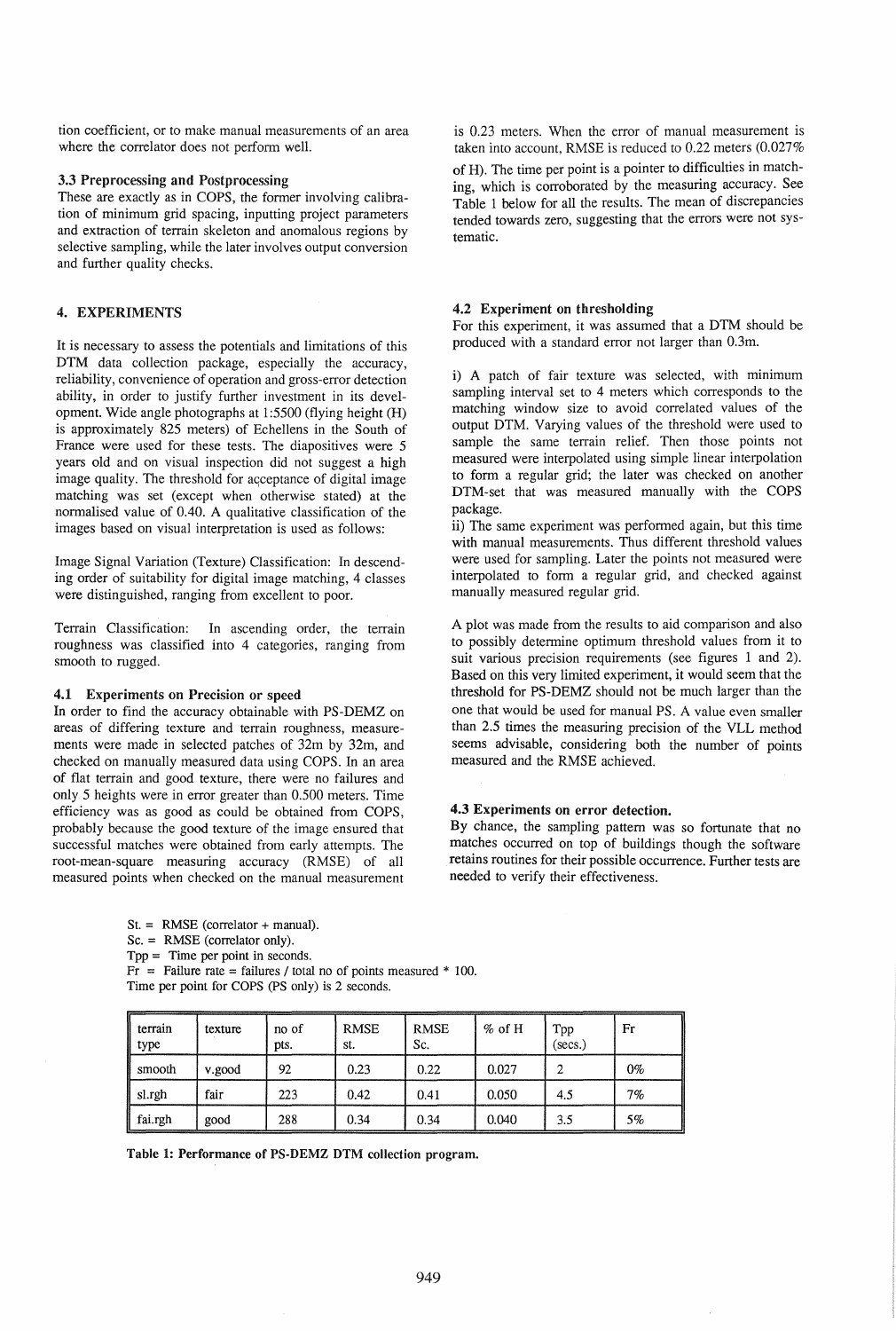tion coefficient, or to make manual measurements of an area where the correlator does not perform well.

### 3.3 Preprocessing and Postprocessing

These are exactly as in COPS, the former involving calibration of minimum grid spacing, inputting project parameters and extraction of terrain skeleton and anomalous regions by selective sampling, while the later involves output conversion and further quality checks.

## 4. EXPERIMENTS

It is necessary to assess the potentials and limitations of this DTM data collection package, especially the accuracy, reliability, convenience of operation and gross-error detection ability, in order to justify further investment in its development. Wide angle photographs at 1:5500 (flying height (H) is approximately 825 meters) of Echellens in the South of France were used for these tests. The diapositives were 5 years old and on visual inspection did not suggest a high image quality. The threshold for acceptance of digital image matching was set (except when otherwise stated) at the normalised value of 0.40. A qualitative classification of the images based on visual interpretation is used as follows:

Image Signal Variation (Texture) Classification: In descending order of suitability for digital image matching, 4 classes were distinguished, ranging from excellent to poor.

Terrain Classification: In ascending order, the terrain roughness was classified into 4 categories, ranging from smooth to rugged.

### 4.1 Experiments on Precision or speed

In order to find the accuracy obtainable with PS-DEMZ on areas of differing texture and terrain roughness, measurements were made in selected patches of 32m by 32m, and checked on manually measured data using COPS. In an area of flat terrain and good texture, there were no failures and only 5 heights were in error greater than 0.500 meters. Time efficiency was as good as could be obtained from COPS, probably because the good texture of the image ensured that successful matches were obtained from early attempts. The root-mean-square measuring accuracy (RMSE) of all measured points when checked on the manual measurement is 0.23 meters. When the error of manual measurement is taken into account, RMSE is reduced to 0.22 meters (0.027% of H). The time per point is a pointer to difficulties in matching, which is corroborated by the measuring accuracy. See Table 1 below for all the results. The mean of discrepancies tended towards zero, suggesting that the errors were not systematic.

### 4.2 Experiment on thresholding

For this experiment, it was assumed that a DTM should be produced with a standard error not larger than 0.3m.

i) A patch of fair texture was selected, with minimum sampling interval set to 4 meters which corresponds to the matching window size to avoid correlated values of the output DTM. Varying values of the threshold were used to sample the same terrain relief. Then those points not measured were interpolated using simple linear interpolation to form a regular grid; the later was checked on another DTM-set that was measured manually with the COPS package.

ii) The same experiment was performed again, but this time with manual measurements. Thus different threshold values were used for sampling. Later the points not measured were interpolated to form a regular grid, and checked against manually measured regular grid.

A plot was made from the results to aid comparison and also to possibly determine optimum threshold values from it to suit various precision requirements (see figures 1 and 2). Based on this very limited experiment, it would seem that the threshold for PS-DEMZ should not be much larger than the one that would be used for manual PS. A value even smaller than 2.5 times the measuring precision of the VLL method seems advisable, considering both the number of points measured and the RMSE achieved.

### 4.3 Experiments on error detection.

By chance, the sampling pattern was so fortunate that no matches occurred on top of buildings though the software retains routines for their possible occurrence. Further tests are needed to verify their effectiveness.

St. = RMSE (correlator + manual).
Sc. = RMSE (correlator only).
Tpp = Time per point in seconds.
Fr = Failure rate = failures / total no of points measured * 100.
Time per point for COPS (PS only) is 2 seconds.

| terrain type | texture | no of pts. | RMSE st. | RMSE Sc. | % of H | Tpp (secs.) | Fr |
|---|---|---|---|---|---|---|---|
| smooth | v.good | 92 | 0.23 | 0.22 | 0.027 | 2 | 0% |
| sl.rgh | fair | 223 | 0.42 | 0.41 | 0.050 | 4.5 | 7% |
| fai.rgh | good | 288 | 0.34 | 0.34 | 0.040 | 3.5 | 5% |

**Table 1: Performance of PS-DEMZ DTM collection program.**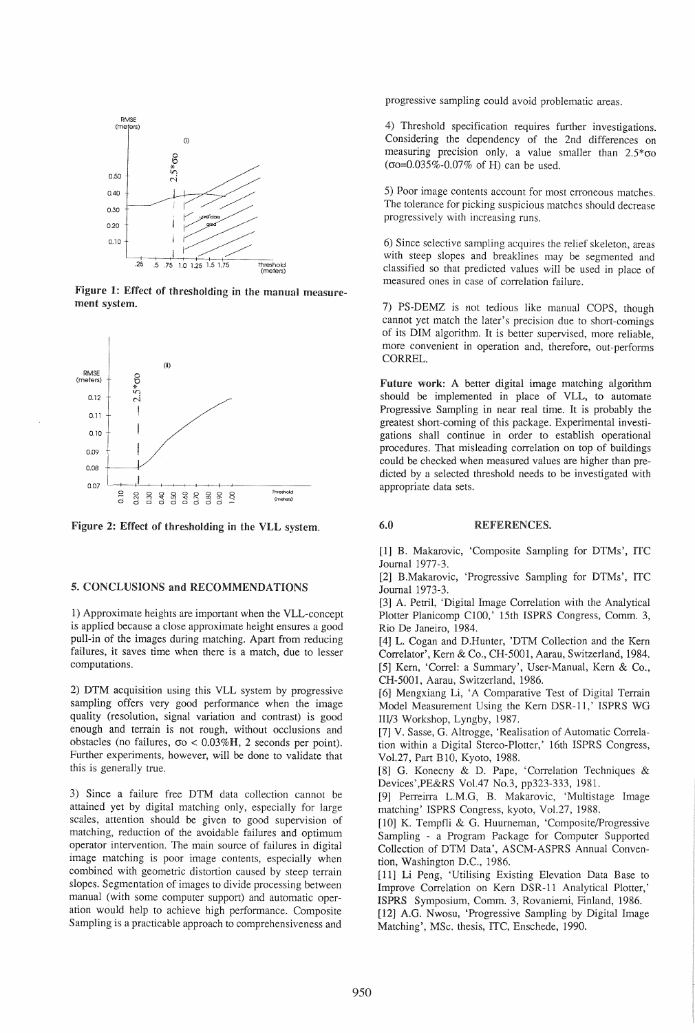RMSE (meters)

(i)

2.5*σo

0.50

0.40

0.30

0.20

0.10

.25 .5 .75 1.0 1.25 1.5 1.75

threshold (meters)

unreliable area

**Figure 1: Effect of thresholding in the manual measurement system.**

RMSE (meters)

(ii)

2.5*σo

0.12

0.11

0.10

0.09

0.08

0.07

0.10 0.20 0.30 0.40 0.50 0.60 0.70 0.80 0.90 1.00

Threshold (meters)

**Figure 2: Effect of thresholding in the VLL system.**

## 5. CONCLUSIONS and RECOMMENDATIONS

1) Approximate heights are important when the VLL-concept is applied because a close approximate height ensures a good pull-in of the images during matching. Apart from reducing failures, it saves time when there is a match, due to lesser computations.

2) DTM acquisition using this VLL system by progressive sampling offers very good performance when the image quality (resolution, signal variation and contrast) is good enough and terrain is not rough, without occlusions and obstacles (no failures, $\sigma o < 0.03\%H$, 2 seconds per point). Further experiments, however, will be done to validate that this is generally true.

3) Since a failure free DTM data collection cannot be attained yet by digital matching only, especially for large scales, attention should be given to good supervision of matching, reduction of the avoidable failures and optimum operator intervention. The main source of failures in digital image matching is poor image contents, especially when combined with geometric distortion caused by steep terrain slopes. Segmentation of images to divide processing between manual (with some computer support) and automatic operation would help to achieve high performance. Composite Sampling is a practicable approach to comprehensiveness and progressive sampling could avoid problematic areas.

4) Threshold specification requires further investigations. Considering the dependency of the 2nd differences on measuring precision only, a value smaller than $2.5*\sigma o$ ($\sigma o$=0.035%-0.07% of H) can be used.

5) Poor image contents account for most erroneous matches. The tolerance for picking suspicious matches should decrease progressively with increasing runs.

6) Since selective sampling acquires the relief skeleton, areas with steep slopes and breaklines may be segmented and classified so that predicted values will be used in place of measured ones in case of correlation failure.

7) PS-DEMZ is not tedious like manual COPS, though cannot yet match the later's precision due to short-comings of its DIM algorithm. It is better supervised, more reliable, more convenient in operation and, therefore, out-performs CORREL.

**Future work:** A better digital image matching algorithm should be implemented in place of VLL, to automate Progressive Sampling in near real time. It is probably the greatest short-coming of this package. Experimental investigations shall continue in order to establish operational procedures. That misleading correlation on top of buildings could be checked when measured values are higher than predicted by a selected threshold needs to be investigated with appropriate data sets.

## 6.0 REFERENCES.

[1] B. Makarovic, 'Composite Sampling for DTMs', ITC Journal 1977-3.

[2] B.Makarovic, 'Progressive Sampling for DTMs', ITC Journal 1973-3.

[3] A. Petril, 'Digital Image Correlation with the Analytical Plotter Planicomp C100,' 15th ISPRS Congress, Comm. 3, Rio De Janeiro, 1984.

[4] L. Cogan and D.Hunter, 'DTM Collection and the Kern Correlator', Kern & Co., CH-5001, Aarau, Switzerland, 1984.

[5] Kern, 'Correl: a Summary', User-Manual, Kern & Co., CH-5001, Aarau, Switzerland, 1986.

[6] Mengxiang Li, 'A Comparative Test of Digital Terrain Model Measurement Using the Kern DSR-11,' ISPRS WG III/3 Workshop, Lyngby, 1987.

[7] V. Sasse, G. Altrogge, 'Realisation of Automatic Correlation within a Digital Stereo-Plotter,' 16th ISPRS Congress, Vol.27, Part B10, Kyoto, 1988.

[8] G. Konecny & D. Pape, 'Correlation Techniques & Devices',PE&RS Vol.47 No.3, pp323-333, 1981.

[9] Perreirra L.M.G, B. Makarovic, 'Multistage Image matching' ISPRS Congress, kyoto, Vol.27, 1988.

[10] K. Tempfli & G. Huurneman, 'Composite/Progressive Sampling - a Program Package for Computer Supported Collection of DTM Data', ASCM-ASPRS Annual Convention, Washington D.C., 1986.

[11] Li Peng, 'Utilising Existing Elevation Data Base to Improve Correlation on Kern DSR-11 Analytical Plotter,' ISPRS Symposium, Comm. 3, Rovaniemi, Finland, 1986.

[12] A.G. Nwosu, 'Progressive Sampling by Digital Image Matching', MSc. thesis, ITC, Enschede, 1990.